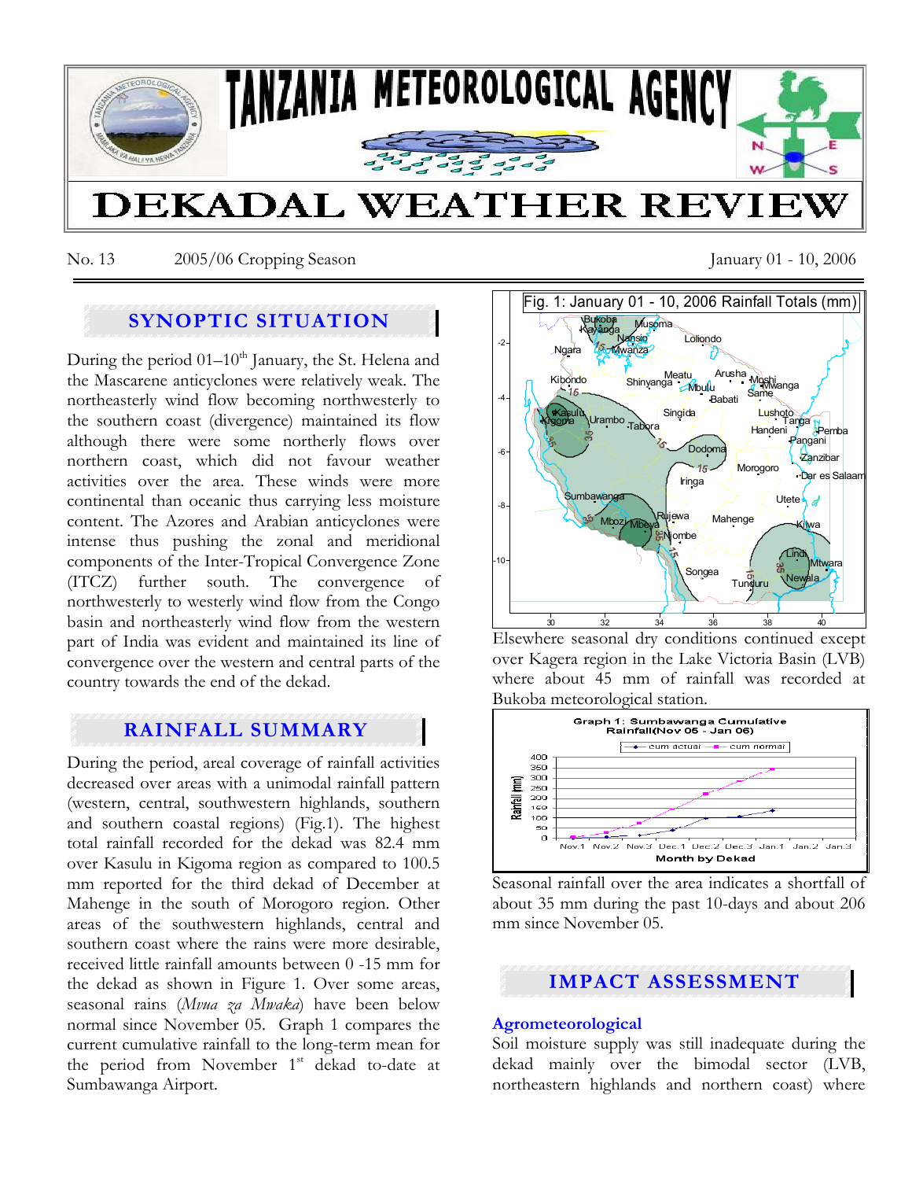# TANZANIA METEOROLOGICAL AGENCY

# DEKADAL WEATHER REVIEW

No. 13 2005/06 Cropping Season January 01 - 10, 2006

## SYNOPTIC SITUATION

During the period 01–10[th] January, the St. Helena and the Mascarene anticyclones were relatively weak. The northeasterly wind flow becoming northwesterly to the southern coast (divergence) maintained its flow although there were some northerly flows over northern coast, which did not favour weather activities over the area. These winds were more continental than oceanic thus carrying less moisture content. The Azores and Arabian anticyclones were intense thus pushing the zonal and meridional components of the Inter-Tropical Convergence Zone (ITCZ) further south. The convergence of northwesterly to westerly wind flow from the Congo basin and northeasterly wind flow from the western part of India was evident and maintained its line of convergence over the western and central parts of the country towards the end of the dekad.

## RAINFALL SUMMARY

During the period, areal coverage of rainfall activities decreased over areas with a unimodal rainfall pattern (western, central, southwestern highlands, southern and southern coastal regions) (Fig.1). The highest total rainfall recorded for the dekad was 82.4 mm over Kasulu in Kigoma region as compared to 100.5 mm reported for the third dekad of December at Mahenge in the south of Morogoro region. Other areas of the southwestern highlands, central and southern coast where the rains were more desirable, received little rainfall amounts between 0 -15 mm for the dekad as shown in Figure 1. Over some areas, seasonal rains (*Mvua za Mwaka*) have been below normal since November 05. Graph 1 compares the current cumulative rainfall to the long-term mean for the period from November 1[st] dekad to-date at Sumbawanga Airport.

Fig. 1: January 01 - 10, 2006 Rainfall Totals (mm)

Elsewhere seasonal dry conditions continued except over Kagera region in the Lake Victoria Basin (LVB) where about 45 mm of rainfall was recorded at Bukoba meteorological station.

Graph 1: Sumbawanga Cumulative Rainfall(Nov 05 - Jan 06)

Seasonal rainfall over the area indicates a shortfall of about 35 mm during the past 10-days and about 206 mm since November 05.

## IMPACT ASSESSMENT

### Agrometeorological

Soil moisture supply was still inadequate during the dekad mainly over the bimodal sector (LVB, northeastern highlands and northern coast) where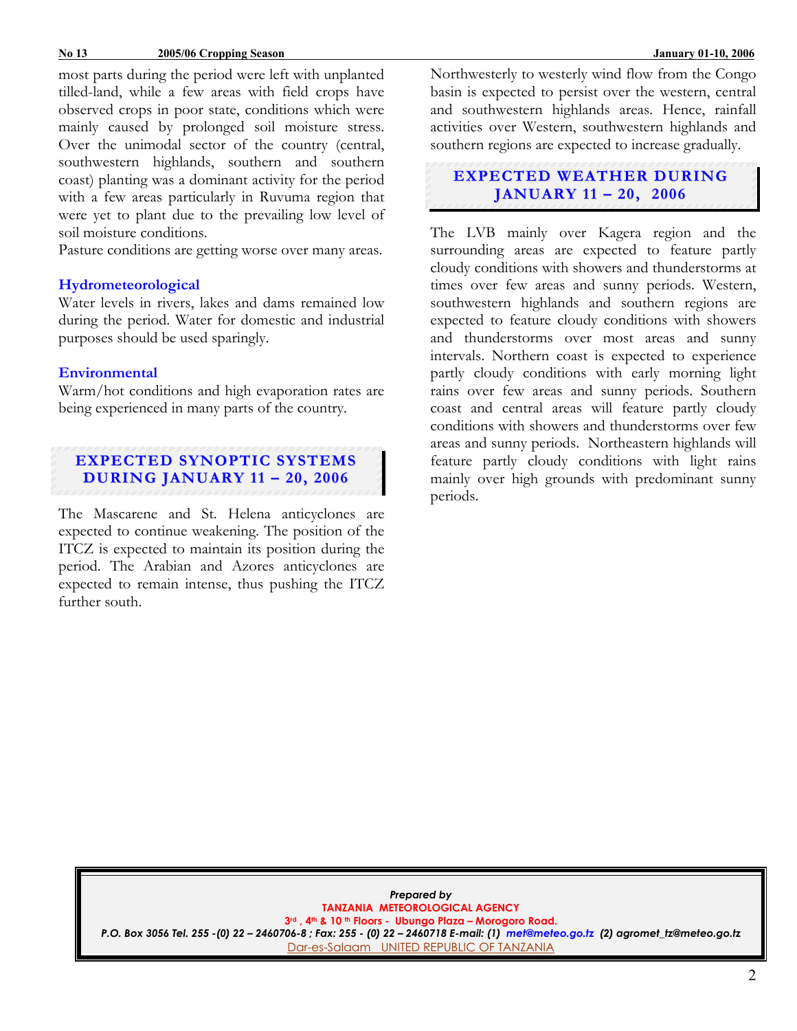most parts during the period were left with unplanted tilled-land, while a few areas with field crops have observed crops in poor state, conditions which were mainly caused by prolonged soil moisture stress. Over the unimodal sector of the country (central, southwestern highlands, southern and southern coast) planting was a dominant activity for the period with a few areas particularly in Ruvuma region that were yet to plant due to the prevailing low level of soil moisture conditions.

Pasture conditions are getting worse over many areas.

### Hydrometeorological

Water levels in rivers, lakes and dams remained low during the period. Water for domestic and industrial purposes should be used sparingly.

### Environmental

Warm/hot conditions and high evaporation rates are being experienced in many parts of the country.

## EXPECTED SYNOPTIC SYSTEMS DURING JANUARY 11 – 20, 2006

The Mascarene and St. Helena anticyclones are expected to continue weakening. The position of the ITCZ is expected to maintain its position during the period. The Arabian and Azores anticyclones are expected to remain intense, thus pushing the ITCZ further south.

Northwesterly to westerly wind flow from the Congo basin is expected to persist over the western, central and southwestern highlands areas. Hence, rainfall activities over Western, southwestern highlands and southern regions are expected to increase gradually.

## EXPECTED WEATHER DURING JANUARY 11 – 20, 2006

The LVB mainly over Kagera region and the surrounding areas are expected to feature partly cloudy conditions with showers and thunderstorms at times over few areas and sunny periods. Western, southwestern highlands and southern regions are expected to feature cloudy conditions with showers and thunderstorms over most areas and sunny intervals. Northern coast is expected to experience partly cloudy conditions with early morning light rains over few areas and sunny periods. Southern coast and central areas will feature partly cloudy conditions with showers and thunderstorms over few areas and sunny periods. Northeastern highlands will feature partly cloudy conditions with light rains mainly over high grounds with predominant sunny periods.

*Prepared by*

**TANZANIA METEOROLOGICAL AGENCY**

**3rd , 4th & 10 th Floors - Ubungo Plaza – Morogoro Road.**

***P.O. Box 3056 Tel. 255 -(0) 22 – 2460706-8 ; Fax: 255 - (0) 22 – 2460718 E-mail: (1) met@meteo.go.tz (2) agromet_tz@meteo.go.tz***

Dar-es-Salaam UNITED REPUBLIC OF TANZANIA